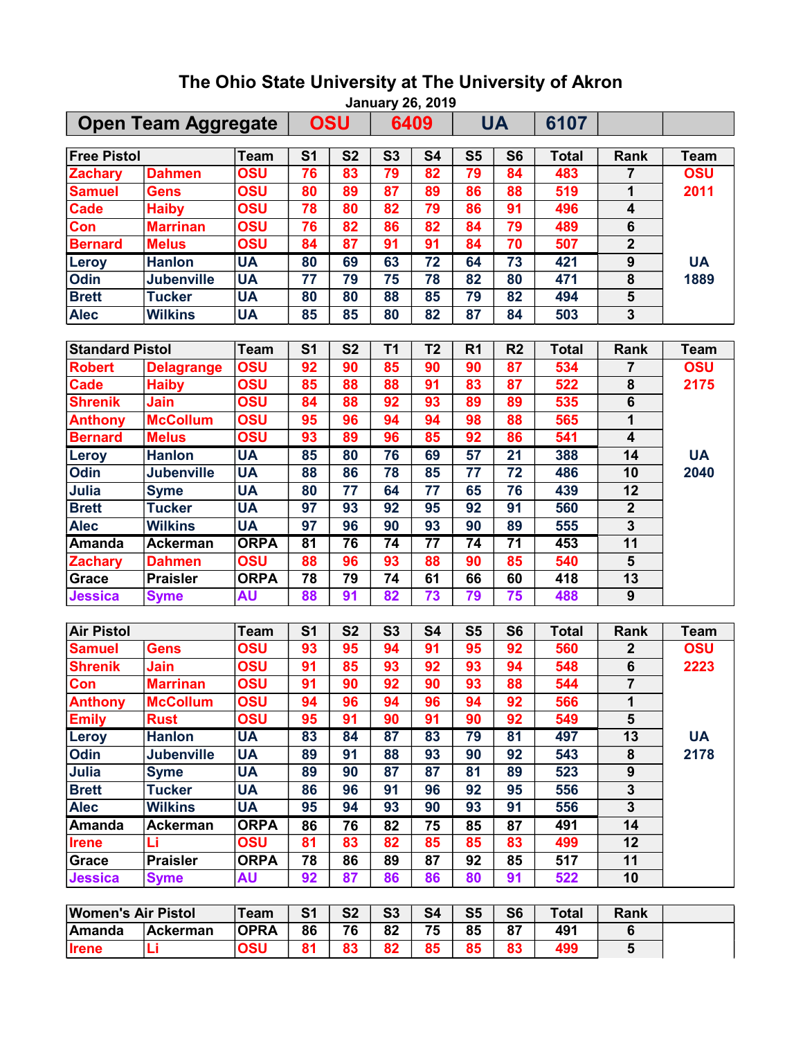# The Ohio State University at The University of Akron

January 26, 2019

| Open Team Aggregate | OSU | 6409 | UA | 6107 | | |
|---|---|---|---|---|---|---|

| Free Pistol | | Team | S1 | S2 | S3 | S4 | S5 | S6 | Total | Rank | Team |
|---|---|---|---|---|---|---|---|---|---|---|---|
| Zachary | Dahmen | OSU | 76 | 83 | 79 | 82 | 79 | 84 | 483 | 7 | OSU |
| Samuel | Gens | OSU | 80 | 89 | 87 | 89 | 86 | 88 | 519 | 1 | 2011 |
| Cade | Haiby | OSU | 78 | 80 | 82 | 79 | 86 | 91 | 496 | 4 | |
| Con | Marrinan | OSU | 76 | 82 | 86 | 82 | 84 | 79 | 489 | 6 | |
| Bernard | Melus | OSU | 84 | 87 | 91 | 91 | 84 | 70 | 507 | 2 | |
| Leroy | Hanlon | UA | 80 | 69 | 63 | 72 | 64 | 73 | 421 | 9 | UA |
| Odin | Jubenville | UA | 77 | 79 | 75 | 78 | 82 | 80 | 471 | 8 | 1889 |
| Brett | Tucker | UA | 80 | 80 | 88 | 85 | 79 | 82 | 494 | 5 | |
| Alec | Wilkins | UA | 85 | 85 | 80 | 82 | 87 | 84 | 503 | 3 | |

| Standard Pistol | | Team | S1 | S2 | T1 | T2 | R1 | R2 | Total | Rank | Team |
|---|---|---|---|---|---|---|---|---|---|---|---|
| Robert | Delagrange | OSU | 92 | 90 | 85 | 90 | 90 | 87 | 534 | 7 | OSU |
| Cade | Haiby | OSU | 85 | 88 | 88 | 91 | 83 | 87 | 522 | 8 | 2175 |
| Shrenik | Jain | OSU | 84 | 88 | 92 | 93 | 89 | 89 | 535 | 6 | |
| Anthony | McCollum | OSU | 95 | 96 | 94 | 94 | 98 | 88 | 565 | 1 | |
| Bernard | Melus | OSU | 93 | 89 | 96 | 85 | 92 | 86 | 541 | 4 | |
| Leroy | Hanlon | UA | 85 | 80 | 76 | 69 | 57 | 21 | 388 | 14 | UA |
| Odin | Jubenville | UA | 88 | 86 | 78 | 85 | 77 | 72 | 486 | 10 | 2040 |
| Julia | Syme | UA | 80 | 77 | 64 | 77 | 65 | 76 | 439 | 12 | |
| Brett | Tucker | UA | 97 | 93 | 92 | 95 | 92 | 91 | 560 | 2 | |
| Alec | Wilkins | UA | 97 | 96 | 90 | 93 | 90 | 89 | 555 | 3 | |
| Amanda | Ackerman | ORPA | 81 | 76 | 74 | 77 | 74 | 71 | 453 | 11 | |
| Zachary | Dahmen | OSU | 88 | 96 | 93 | 88 | 90 | 85 | 540 | 5 | |
| Grace | Praisler | ORPA | 78 | 79 | 74 | 61 | 66 | 60 | 418 | 13 | |
| Jessica | Syme | AU | 88 | 91 | 82 | 73 | 79 | 75 | 488 | 9 | |

| Air Pistol | | Team | S1 | S2 | S3 | S4 | S5 | S6 | Total | Rank | Team |
|---|---|---|---|---|---|---|---|---|---|---|---|
| Samuel | Gens | OSU | 93 | 95 | 94 | 91 | 95 | 92 | 560 | 2 | OSU |
| Shrenik | Jain | OSU | 91 | 85 | 93 | 92 | 93 | 94 | 548 | 6 | 2223 |
| Con | Marrinan | OSU | 91 | 90 | 92 | 90 | 93 | 88 | 544 | 7 | |
| Anthony | McCollum | OSU | 94 | 96 | 94 | 96 | 94 | 92 | 566 | 1 | |
| Emily | Rust | OSU | 95 | 91 | 90 | 91 | 90 | 92 | 549 | 5 | |
| Leroy | Hanlon | UA | 83 | 84 | 87 | 83 | 79 | 81 | 497 | 13 | UA |
| Odin | Jubenville | UA | 89 | 91 | 88 | 93 | 90 | 92 | 543 | 8 | 2178 |
| Julia | Syme | UA | 89 | 90 | 87 | 87 | 81 | 89 | 523 | 9 | |
| Brett | Tucker | UA | 86 | 96 | 91 | 96 | 92 | 95 | 556 | 3 | |
| Alec | Wilkins | UA | 95 | 94 | 93 | 90 | 93 | 91 | 556 | 3 | |
| Amanda | Ackerman | ORPA | 86 | 76 | 82 | 75 | 85 | 87 | 491 | 14 | |
| Irene | Li | OSU | 81 | 83 | 82 | 85 | 85 | 83 | 499 | 12 | |
| Grace | Praisler | ORPA | 78 | 86 | 89 | 87 | 92 | 85 | 517 | 11 | |
| Jessica | Syme | AU | 92 | 87 | 86 | 86 | 80 | 91 | 522 | 10 | |

| Women's Air Pistol | | Team | S1 | S2 | S3 | S4 | S5 | S6 | Total | Rank | |
|---|---|---|---|---|---|---|---|---|---|---|---|
| Amanda | Ackerman | OPRA | 86 | 76 | 82 | 75 | 85 | 87 | 491 | 6 | |
| Irene | Li | OSU | 81 | 83 | 82 | 85 | 85 | 83 | 499 | 5 | |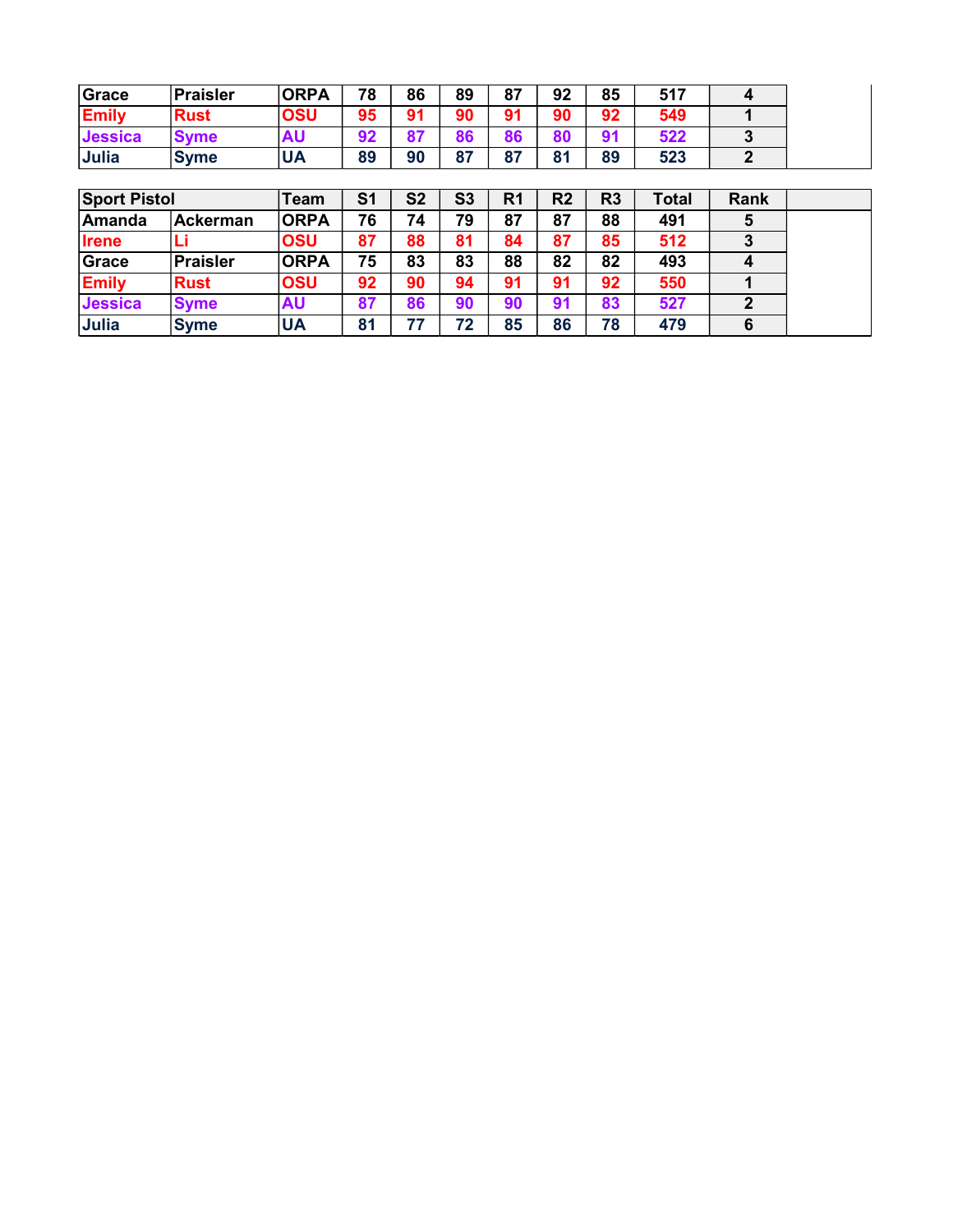| | | | | | | | | | | | |
|---|---|---|---|---|---|---|---|---|---|---|---|
| Grace | Praisler | ORPA | 78 | 86 | 89 | 87 | 92 | 85 | 517 | 4 | |
| Emily | Rust | OSU | 95 | 91 | 90 | 91 | 90 | 92 | 549 | 1 | |
| Jessica | Syme | AU | 92 | 87 | 86 | 86 | 80 | 91 | 522 | 3 | |
| Julia | Syme | UA | 89 | 90 | 87 | 87 | 81 | 89 | 523 | 2 | |

| Sport Pistol | | Team | S1 | S2 | S3 | R1 | R2 | R3 | Total | Rank | |
|---|---|---|---|---|---|---|---|---|---|---|---|
| Amanda | Ackerman | ORPA | 76 | 74 | 79 | 87 | 87 | 88 | 491 | 5 | |
| Irene | Li | OSU | 87 | 88 | 81 | 84 | 87 | 85 | 512 | 3 | |
| Grace | Praisler | ORPA | 75 | 83 | 83 | 88 | 82 | 82 | 493 | 4 | |
| Emily | Rust | OSU | 92 | 90 | 94 | 91 | 91 | 92 | 550 | 1 | |
| Jessica | Syme | AU | 87 | 86 | 90 | 90 | 91 | 83 | 527 | 2 | |
| Julia | Syme | UA | 81 | 77 | 72 | 85 | 86 | 78 | 479 | 6 | |